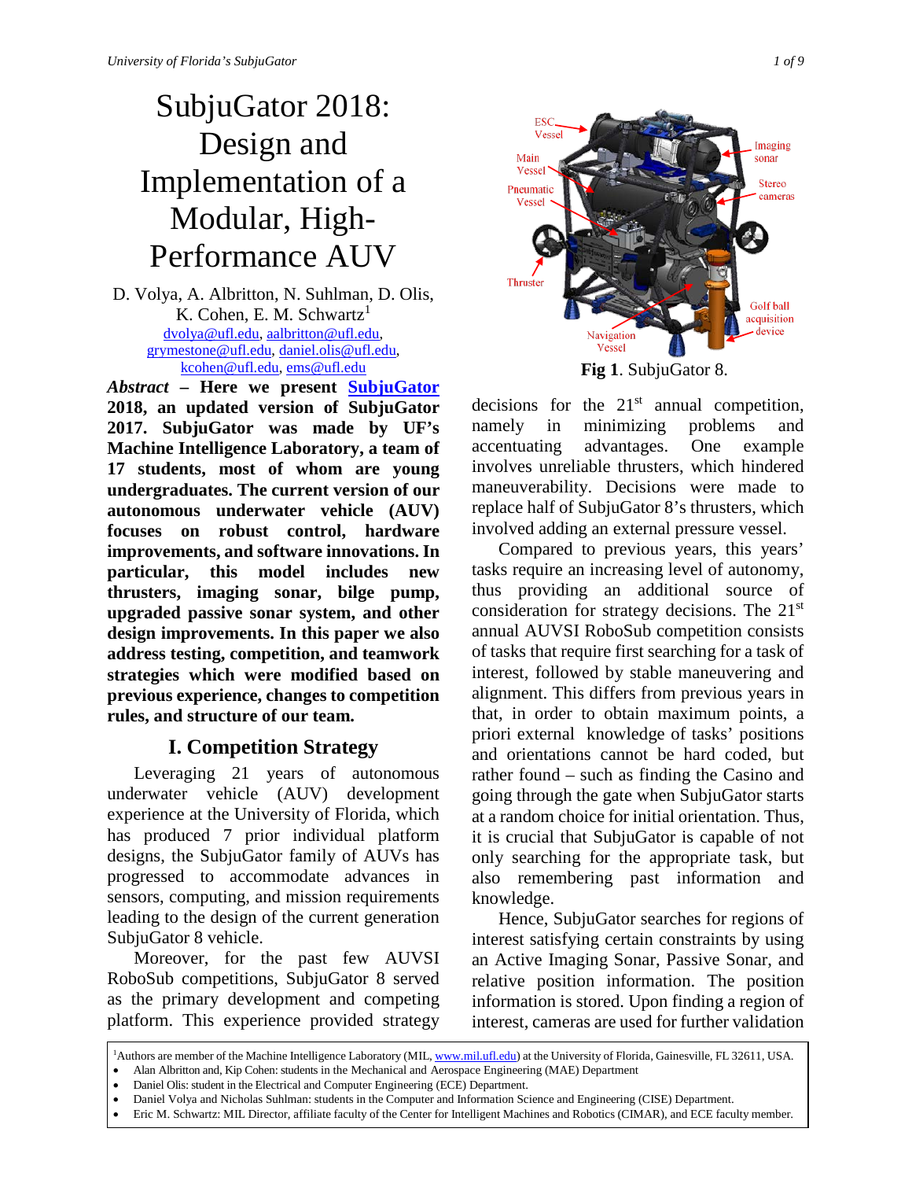# SubjuGator 2018: Design and Implementation of a Modular, High-Performance AUV

D. Volya, A. Albritton, N. Suhlman, D. Olis, K. Cohen, E. M. Schwartz[1]

dvolya@ufl.edu, aalbritton@ufl.edu, grymestone@ufl.edu, daniel.olis@ufl.edu, kcohen@ufl.edu, ems@ufl.edu

***Abstract* – Here we present SubjuGator 2018, an updated version of SubjuGator 2017. SubjuGator was made by UF's Machine Intelligence Laboratory, a team of 17 students, most of whom are young undergraduates. The current version of our autonomous underwater vehicle (AUV) focuses on robust control, hardware improvements, and software innovations. In particular, this model includes new thrusters, imaging sonar, bilge pump, upgraded passive sonar system, and other design improvements. In this paper we also address testing, competition, and teamwork strategies which were modified based on previous experience, changes to competition rules, and structure of our team.**

## I. Competition Strategy

Leveraging 21 years of autonomous underwater vehicle (AUV) development experience at the University of Florida, which has produced 7 prior individual platform designs, the SubjuGator family of AUVs has progressed to accommodate advances in sensors, computing, and mission requirements leading to the design of the current generation SubjuGator 8 vehicle.

Moreover, for the past few AUVSI RoboSub competitions, SubjuGator 8 served as the primary development and competing platform. This experience provided strategy decisions for the 21st annual competition, namely in minimizing problems and accentuating advantages. One example involves unreliable thrusters, which hindered maneuverability. Decisions were made to replace half of SubjuGator 8's thrusters, which involved adding an external pressure vessel.

Compared to previous years, this years' tasks require an increasing level of autonomy, thus providing an additional source of consideration for strategy decisions. The 21st annual AUVSI RoboSub competition consists of tasks that require first searching for a task of interest, followed by stable maneuvering and alignment. This differs from previous years in that, in order to obtain maximum points, a priori external knowledge of tasks' positions and orientations cannot be hard coded, but rather found – such as finding the Casino and going through the gate when SubjuGator starts at a random choice for initial orientation. Thus, it is crucial that SubjuGator is capable of not only searching for the appropriate task, but also remembering past information and knowledge.

Hence, SubjuGator searches for regions of interest satisfying certain constraints by using an Active Imaging Sonar, Passive Sonar, and relative position information. The position information is stored. Upon finding a region of interest, cameras are used for further validation

ESC Vessel, Main Vessel, Pneumatic Vessel, Thruster, Navigation Vessel, Imaging sonar, Stereo cameras, Golf ball acquisition device

**Fig 1**. SubjuGator 8.

---

[1]Authors are member of the Machine Intelligence Laboratory (MIL, www.mil.ufl.edu) at the University of Florida, Gainesville, FL 32611, USA.

- Alan Albritton and, Kip Cohen: students in the Mechanical and Aerospace Engineering (MAE) Department
- Daniel Olis: student in the Electrical and Computer Engineering (ECE) Department.
- Daniel Volya and Nicholas Suhlman: students in the Computer and Information Science and Engineering (CISE) Department.
- Eric M. Schwartz: MIL Director, affiliate faculty of the Center for Intelligent Machines and Robotics (CIMAR), and ECE faculty member.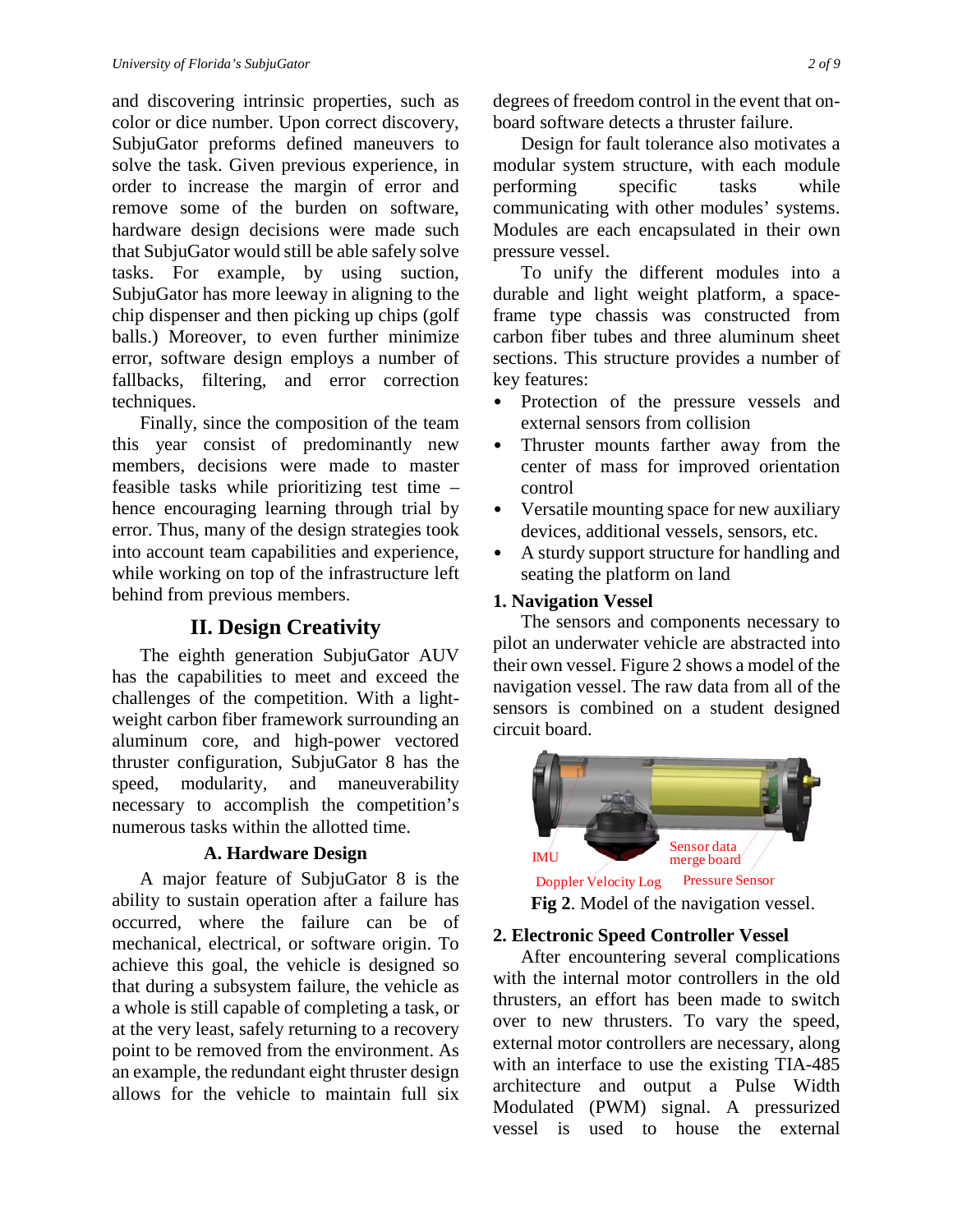and discovering intrinsic properties, such as color or dice number. Upon correct discovery, SubjuGator preforms defined maneuvers to solve the task. Given previous experience, in order to increase the margin of error and remove some of the burden on software, hardware design decisions were made such that SubjuGator would still be able safely solve tasks. For example, by using suction, SubjuGator has more leeway in aligning to the chip dispenser and then picking up chips (golf balls.) Moreover, to even further minimize error, software design employs a number of fallbacks, filtering, and error correction techniques.

Finally, since the composition of the team this year consist of predominantly new members, decisions were made to master feasible tasks while prioritizing test time – hence encouraging learning through trial by error. Thus, many of the design strategies took into account team capabilities and experience, while working on top of the infrastructure left behind from previous members.

## II. Design Creativity

The eighth generation SubjuGator AUV has the capabilities to meet and exceed the challenges of the competition. With a light-weight carbon fiber framework surrounding an aluminum core, and high-power vectored thruster configuration, SubjuGator 8 has the speed, modularity, and maneuverability necessary to accomplish the competition's numerous tasks within the allotted time.

### A. Hardware Design

A major feature of SubjuGator 8 is the ability to sustain operation after a failure has occurred, where the failure can be of mechanical, electrical, or software origin. To achieve this goal, the vehicle is designed so that during a subsystem failure, the vehicle as a whole is still capable of completing a task, or at the very least, safely returning to a recovery point to be removed from the environment. As an example, the redundant eight thruster design allows for the vehicle to maintain full six degrees of freedom control in the event that on-board software detects a thruster failure.

Design for fault tolerance also motivates a modular system structure, with each module performing specific tasks while communicating with other modules' systems. Modules are each encapsulated in their own pressure vessel.

To unify the different modules into a durable and light weight platform, a space-frame type chassis was constructed from carbon fiber tubes and three aluminum sheet sections. This structure provides a number of key features:

- Protection of the pressure vessels and external sensors from collision
- Thruster mounts farther away from the center of mass for improved orientation control
- Versatile mounting space for new auxiliary devices, additional vessels, sensors, etc.
- A sturdy support structure for handling and seating the platform on land

#### 1. Navigation Vessel

The sensors and components necessary to pilot an underwater vehicle are abstracted into their own vessel. Figure 2 shows a model of the navigation vessel. The raw data from all of the sensors is combined on a student designed circuit board.

IMU

Sensor data merge board

Doppler Velocity Log

Pressure Sensor

**Fig 2**. Model of the navigation vessel.

#### 2. Electronic Speed Controller Vessel

After encountering several complications with the internal motor controllers in the old thrusters, an effort has been made to switch over to new thrusters. To vary the speed, external motor controllers are necessary, along with an interface to use the existing TIA-485 architecture and output a Pulse Width Modulated (PWM) signal. A pressurized vessel is used to house the external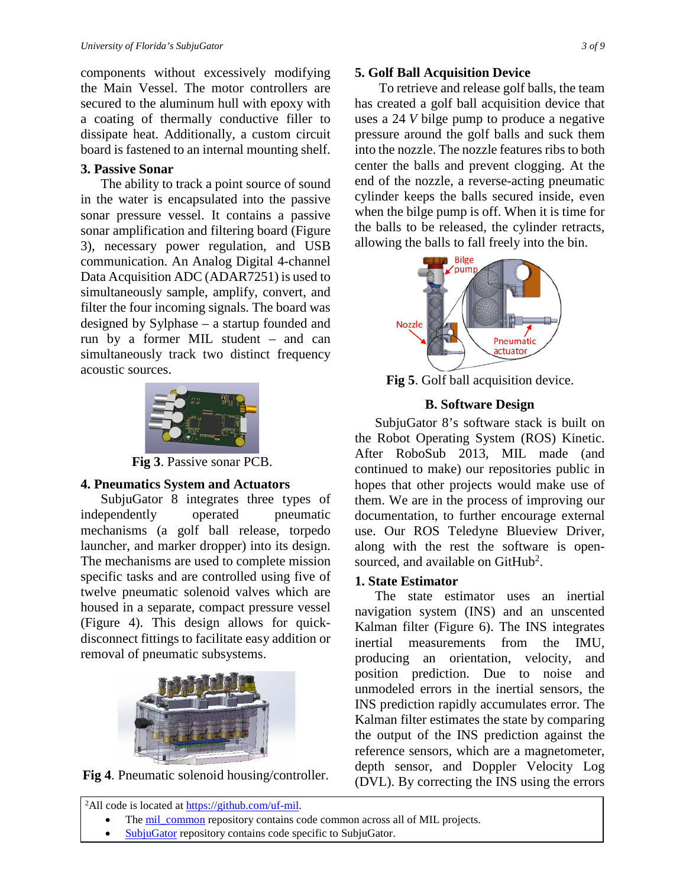components without excessively modifying the Main Vessel. The motor controllers are secured to the aluminum hull with epoxy with a coating of thermally conductive filler to dissipate heat. Additionally, a custom circuit board is fastened to an internal mounting shelf.

### 3. Passive Sonar

The ability to track a point source of sound in the water is encapsulated into the passive sonar pressure vessel. It contains a passive sonar amplification and filtering board (Figure 3), necessary power regulation, and USB communication. An Analog Digital 4-channel Data Acquisition ADC (ADAR7251) is used to simultaneously sample, amplify, convert, and filter the four incoming signals. The board was designed by Sylphase – a startup founded and run by a former MIL student – and can simultaneously track two distinct frequency acoustic sources.

**Fig 3**. Passive sonar PCB.

### 4. Pneumatics System and Actuators

SubjuGator 8 integrates three types of independently operated pneumatic mechanisms (a golf ball release, torpedo launcher, and marker dropper) into its design. The mechanisms are used to complete mission specific tasks and are controlled using five of twelve pneumatic solenoid valves which are housed in a separate, compact pressure vessel (Figure 4). This design allows for quick-disconnect fittings to facilitate easy addition or removal of pneumatic subsystems.

**Fig 4**. Pneumatic solenoid housing/controller.

### 5. Golf Ball Acquisition Device

To retrieve and release golf balls, the team has created a golf ball acquisition device that uses a 24 *V* bilge pump to produce a negative pressure around the golf balls and suck them into the nozzle. The nozzle features ribs to both center the balls and prevent clogging. At the end of the nozzle, a reverse-acting pneumatic cylinder keeps the balls secured inside, even when the bilge pump is off. When it is time for the balls to be released, the cylinder retracts, allowing the balls to fall freely into the bin.

**Fig 5**. Golf ball acquisition device.

## B. Software Design

SubjuGator 8's software stack is built on the Robot Operating System (ROS) Kinetic. After RoboSub 2013, MIL made (and continued to make) our repositories public in hopes that other projects would make use of them. We are in the process of improving our documentation, to further encourage external use. Our ROS Teledyne Blueview Driver, along with the rest the software is open-sourced, and available on GitHub[2].

### 1. State Estimator

The state estimator uses an inertial navigation system (INS) and an unscented Kalman filter (Figure 6). The INS integrates inertial measurements from the IMU, producing an orientation, velocity, and position prediction. Due to noise and unmodeled errors in the inertial sensors, the INS prediction rapidly accumulates error. The Kalman filter estimates the state by comparing the output of the INS prediction against the reference sensors, which are a magnetometer, depth sensor, and Doppler Velocity Log (DVL). By correcting the INS using the errors

---

[2] All code is located at https://github.com/uf-mil.

- The mil_common repository contains code common across all of MIL projects.
- SubjuGator repository contains code specific to SubjuGator.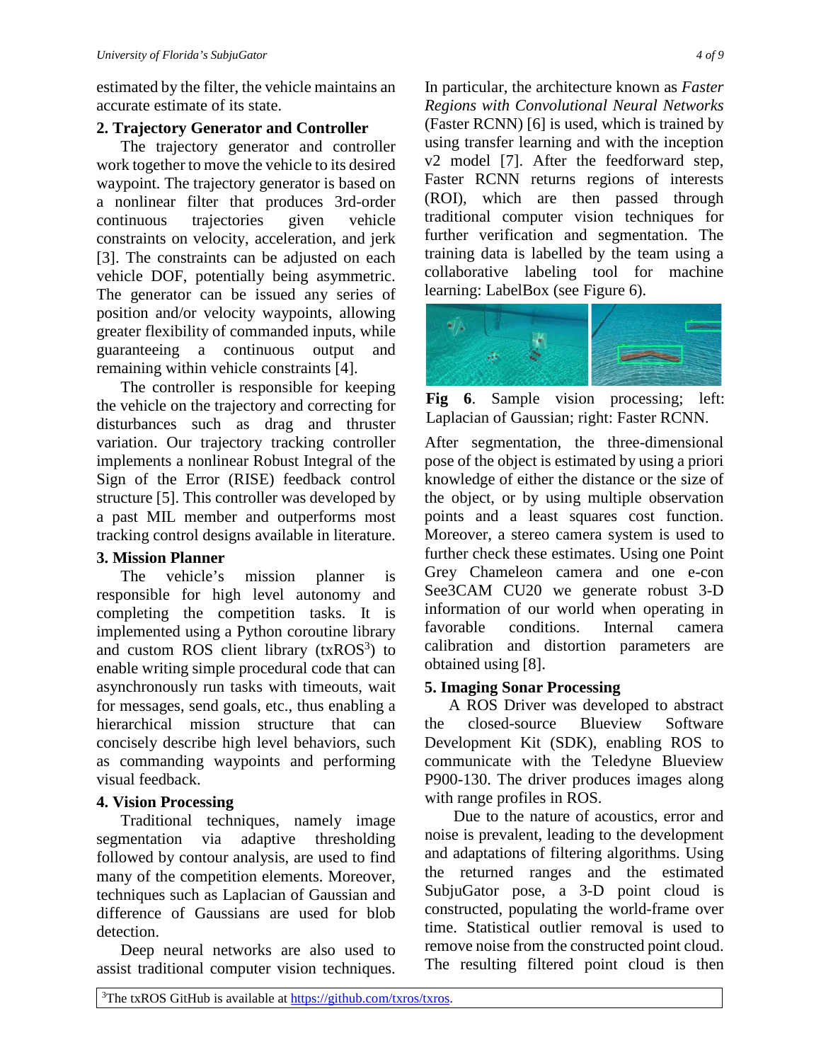estimated by the filter, the vehicle maintains an accurate estimate of its state.

**2. Trajectory Generator and Controller**

The trajectory generator and controller work together to move the vehicle to its desired waypoint. The trajectory generator is based on a nonlinear filter that produces 3rd-order continuous trajectories given vehicle constraints on velocity, acceleration, and jerk [3]. The constraints can be adjusted on each vehicle DOF, potentially being asymmetric. The generator can be issued any series of position and/or velocity waypoints, allowing greater flexibility of commanded inputs, while guaranteeing a continuous output and remaining within vehicle constraints [4].

The controller is responsible for keeping the vehicle on the trajectory and correcting for disturbances such as drag and thruster variation. Our trajectory tracking controller implements a nonlinear Robust Integral of the Sign of the Error (RISE) feedback control structure [5]. This controller was developed by a past MIL member and outperforms most tracking control designs available in literature.

**3. Mission Planner**

The vehicle's mission planner is responsible for high level autonomy and completing the competition tasks. It is implemented using a Python coroutine library and custom ROS client library (txROS[3]) to enable writing simple procedural code that can asynchronously run tasks with timeouts, wait for messages, send goals, etc., thus enabling a hierarchical mission structure that can concisely describe high level behaviors, such as commanding waypoints and performing visual feedback.

**4. Vision Processing**

Traditional techniques, namely image segmentation via adaptive thresholding followed by contour analysis, are used to find many of the competition elements. Moreover, techniques such as Laplacian of Gaussian and difference of Gaussians are used for blob detection.

Deep neural networks are also used to assist traditional computer vision techniques. In particular, the architecture known as *Faster Regions with Convolutional Neural Networks* (Faster RCNN) [6] is used, which is trained by using transfer learning and with the inception v2 model [7]. After the feedforward step, Faster RCNN returns regions of interests (ROI), which are then passed through traditional computer vision techniques for further verification and segmentation. The training data is labelled by the team using a collaborative labeling tool for machine learning: LabelBox (see Figure 6).

**Fig 6**. Sample vision processing; left: Laplacian of Gaussian; right: Faster RCNN.

After segmentation, the three-dimensional pose of the object is estimated by using a priori knowledge of either the distance or the size of the object, or by using multiple observation points and a least squares cost function. Moreover, a stereo camera system is used to further check these estimates. Using one Point Grey Chameleon camera and one e-con See3CAM CU20 we generate robust 3-D information of our world when operating in favorable conditions. Internal camera calibration and distortion parameters are obtained using [8].

**5. Imaging Sonar Processing**

A ROS Driver was developed to abstract the closed-source Blueview Software Development Kit (SDK), enabling ROS to communicate with the Teledyne Blueview P900-130. The driver produces images along with range profiles in ROS.

Due to the nature of acoustics, error and noise is prevalent, leading to the development and adaptations of filtering algorithms. Using the returned ranges and the estimated SubjuGator pose, a 3-D point cloud is constructed, populating the world-frame over time. Statistical outlier removal is used to remove noise from the constructed point cloud. The resulting filtered point cloud is then

[3]The txROS GitHub is available at https://github.com/txros/txros.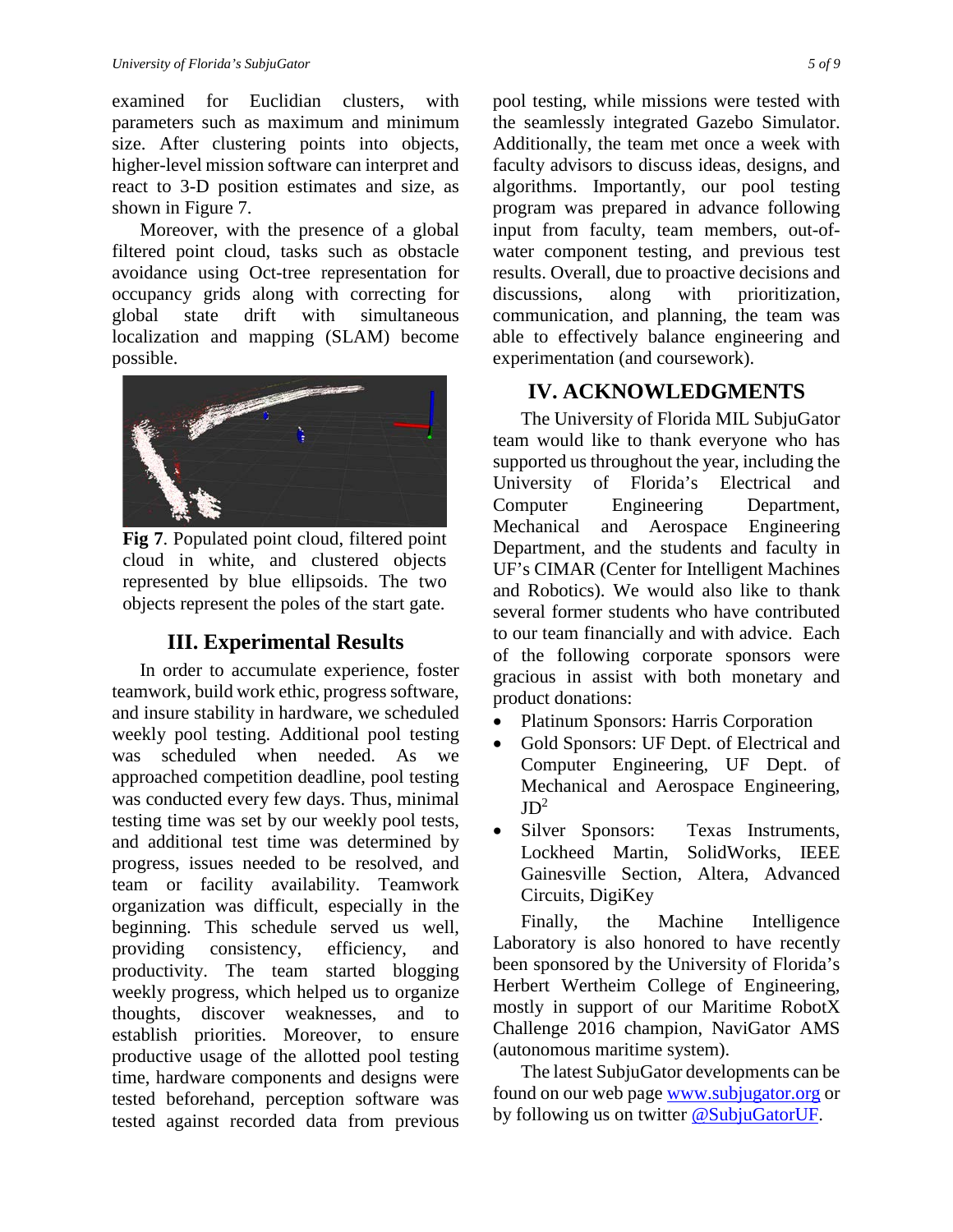examined for Euclidian clusters, with parameters such as maximum and minimum size. After clustering points into objects, higher-level mission software can interpret and react to 3-D position estimates and size, as shown in Figure 7.

Moreover, with the presence of a global filtered point cloud, tasks such as obstacle avoidance using Oct-tree representation for occupancy grids along with correcting for global state drift with simultaneous localization and mapping (SLAM) become possible.

**Fig 7**. Populated point cloud, filtered point cloud in white, and clustered objects represented by blue ellipsoids. The two objects represent the poles of the start gate.

## III. Experimental Results

In order to accumulate experience, foster teamwork, build work ethic, progress software, and insure stability in hardware, we scheduled weekly pool testing. Additional pool testing was scheduled when needed. As we approached competition deadline, pool testing was conducted every few days. Thus, minimal testing time was set by our weekly pool tests, and additional test time was determined by progress, issues needed to be resolved, and team or facility availability. Teamwork organization was difficult, especially in the beginning. This schedule served us well, providing consistency, efficiency, and productivity. The team started blogging weekly progress, which helped us to organize thoughts, discover weaknesses, and to establish priorities. Moreover, to ensure productive usage of the allotted pool testing time, hardware components and designs were tested beforehand, perception software was tested against recorded data from previous pool testing, while missions were tested with the seamlessly integrated Gazebo Simulator. Additionally, the team met once a week with faculty advisors to discuss ideas, designs, and algorithms. Importantly, our pool testing program was prepared in advance following input from faculty, team members, out-of-water component testing, and previous test results. Overall, due to proactive decisions and discussions, along with prioritization, communication, and planning, the team was able to effectively balance engineering and experimentation (and coursework).

## IV. ACKNOWLEDGMENTS

The University of Florida MIL SubjuGator team would like to thank everyone who has supported us throughout the year, including the University of Florida's Electrical and Computer Engineering Department, Mechanical and Aerospace Engineering Department, and the students and faculty in UF's CIMAR (Center for Intelligent Machines and Robotics). We would also like to thank several former students who have contributed to our team financially and with advice. Each of the following corporate sponsors were gracious in assist with both monetary and product donations:

- Platinum Sponsors: Harris Corporation
- Gold Sponsors: UF Dept. of Electrical and Computer Engineering, UF Dept. of Mechanical and Aerospace Engineering, $JD^2$
- Silver Sponsors: Texas Instruments, Lockheed Martin, SolidWorks, IEEE Gainesville Section, Altera, Advanced Circuits, DigiKey

Finally, the Machine Intelligence Laboratory is also honored to have recently been sponsored by the University of Florida's Herbert Wertheim College of Engineering, mostly in support of our Maritime RobotX Challenge 2016 champion, NaviGator AMS (autonomous maritime system).

The latest SubjuGator developments can be found on our web page www.subjugator.org or by following us on twitter @SubjuGatorUF.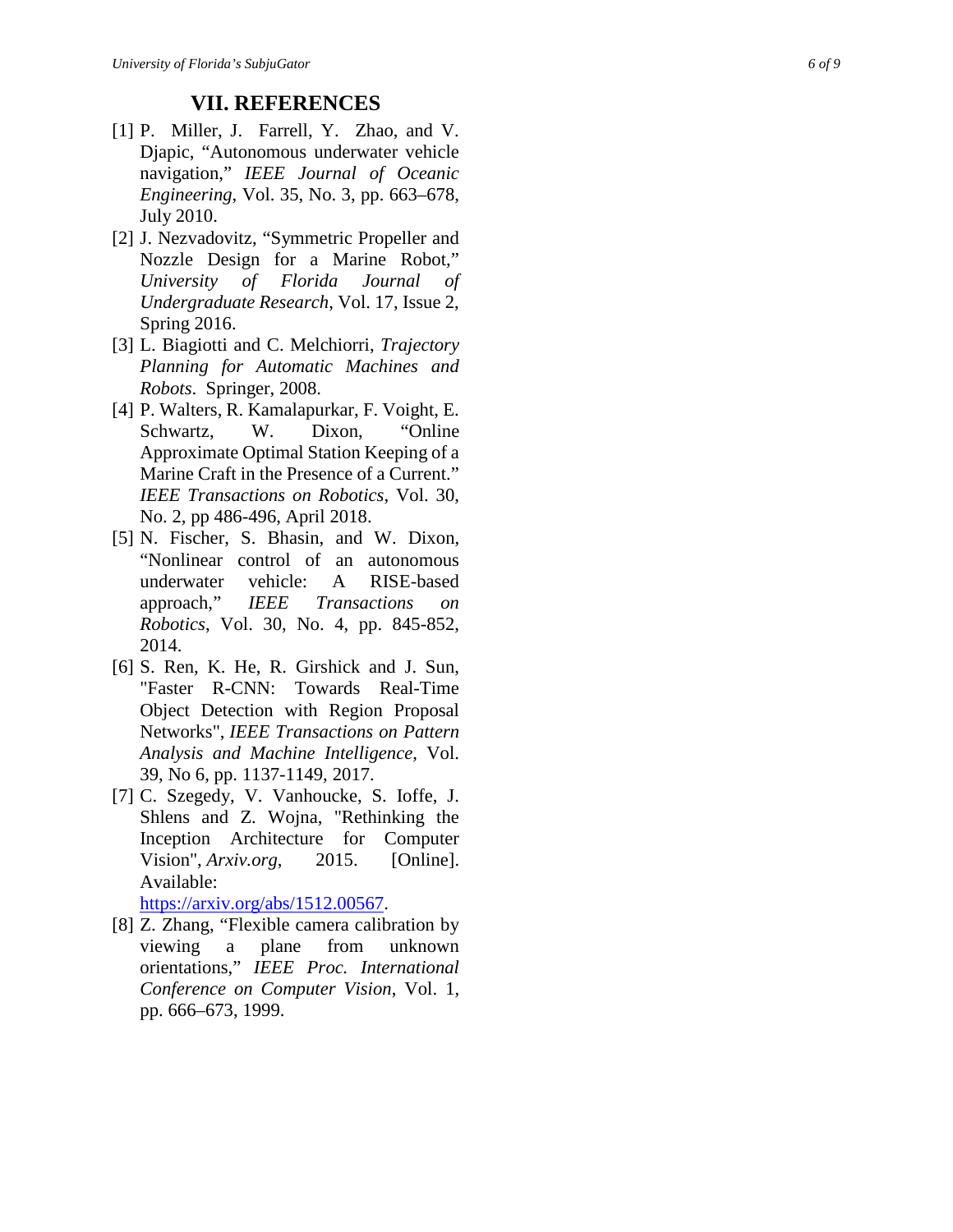## VII. REFERENCES

[1] P. Miller, J. Farrell, Y. Zhao, and V. Djapic, "Autonomous underwater vehicle navigation," *IEEE Journal of Oceanic Engineering*, Vol. 35, No. 3, pp. 663–678, July 2010.

[2] J. Nezvadovitz, "Symmetric Propeller and Nozzle Design for a Marine Robot," *University of Florida Journal of Undergraduate Research*, Vol. 17, Issue 2, Spring 2016.

[3] L. Biagiotti and C. Melchiorri, *Trajectory Planning for Automatic Machines and Robots*. Springer, 2008.

[4] P. Walters, R. Kamalapurkar, F. Voight, E. Schwartz, W. Dixon, "Online Approximate Optimal Station Keeping of a Marine Craft in the Presence of a Current." *IEEE Transactions on Robotics*, Vol. 30, No. 2, pp 486-496, April 2018.

[5] N. Fischer, S. Bhasin, and W. Dixon, "Nonlinear control of an autonomous underwater vehicle: A RISE-based approach," *IEEE Transactions on Robotics*, Vol. 30, No. 4, pp. 845-852, 2014.

[6] S. Ren, K. He, R. Girshick and J. Sun, "Faster R-CNN: Towards Real-Time Object Detection with Region Proposal Networks", *IEEE Transactions on Pattern Analysis and Machine Intelligence*, Vol. 39, No 6, pp. 1137-1149, 2017.

[7] C. Szegedy, V. Vanhoucke, S. Ioffe, J. Shlens and Z. Wojna, "Rethinking the Inception Architecture for Computer Vision", *Arxiv.org*, 2015. [Online]. Available: https://arxiv.org/abs/1512.00567.

[8] Z. Zhang, "Flexible camera calibration by viewing a plane from unknown orientations," *IEEE Proc. International Conference on Computer Vision*, Vol. 1, pp. 666–673, 1999.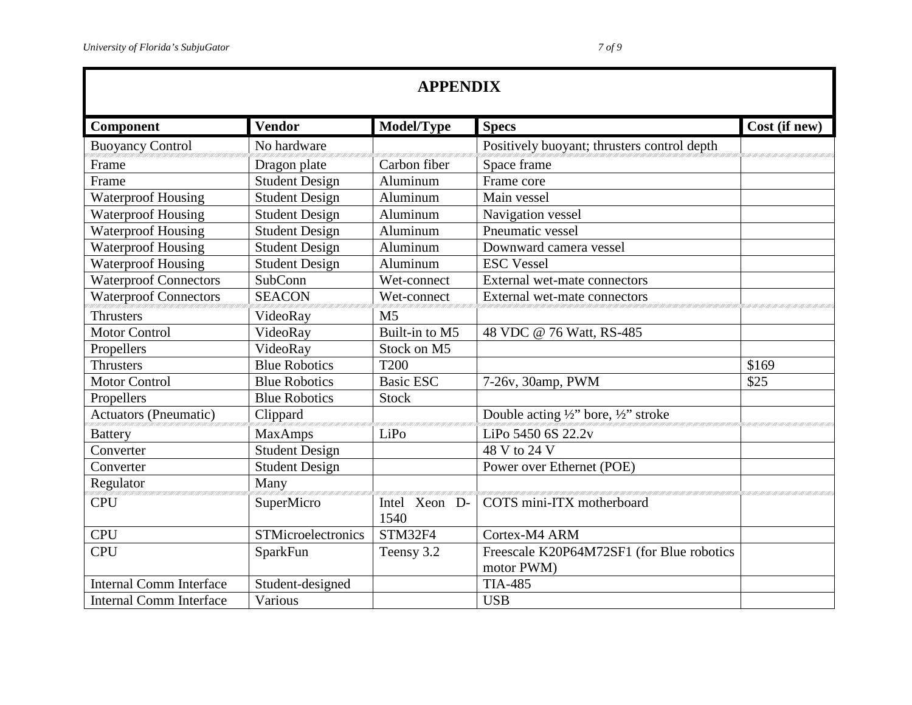## APPENDIX

| Component | Vendor | Model/Type | Specs | Cost (if new) |
|---|---|---|---|---|
| Buoyancy Control | No hardware | | Positively buoyant; thrusters control depth | |
| Frame | Dragon plate | Carbon fiber | Space frame | |
| Frame | Student Design | Aluminum | Frame core | |
| Waterproof Housing | Student Design | Aluminum | Main vessel | |
| Waterproof Housing | Student Design | Aluminum | Navigation vessel | |
| Waterproof Housing | Student Design | Aluminum | Pneumatic vessel | |
| Waterproof Housing | Student Design | Aluminum | Downward camera vessel | |
| Waterproof Housing | Student Design | Aluminum | ESC Vessel | |
| Waterproof Connectors | SubConn | Wet-connect | External wet-mate connectors | |
| Waterproof Connectors | SEACON | Wet-connect | External wet-mate connectors | |
| Thrusters | VideoRay | M5 | | |
| Motor Control | VideoRay | Built-in to M5 | 48 VDC @ 76 Watt, RS-485 | |
| Propellers | VideoRay | Stock on M5 | | |
| Thrusters | Blue Robotics | T200 | | $169 |
| Motor Control | Blue Robotics | Basic ESC | 7-26v, 30amp, PWM | $25 |
| Propellers | Blue Robotics | Stock | | |
| Actuators (Pneumatic) | Clippard | | Double acting ½" bore, ½" stroke | |
| Battery | MaxAmps | LiPo | LiPo 5450 6S 22.2v | |
| Converter | Student Design | | 48 V to 24 V | |
| Converter | Student Design | | Power over Ethernet (POE) | |
| Regulator | Many | | | |
| CPU | SuperMicro | Intel Xeon D-1540 | COTS mini-ITX motherboard | |
| CPU | STMicroelectronics | STM32F4 | Cortex-M4 ARM | |
| CPU | SparkFun | Teensy 3.2 | Freescale K20P64M72SF1 (for Blue robotics motor PWM) | |
| Internal Comm Interface | Student-designed | | TIA-485 | |
| Internal Comm Interface | Various | | USB | |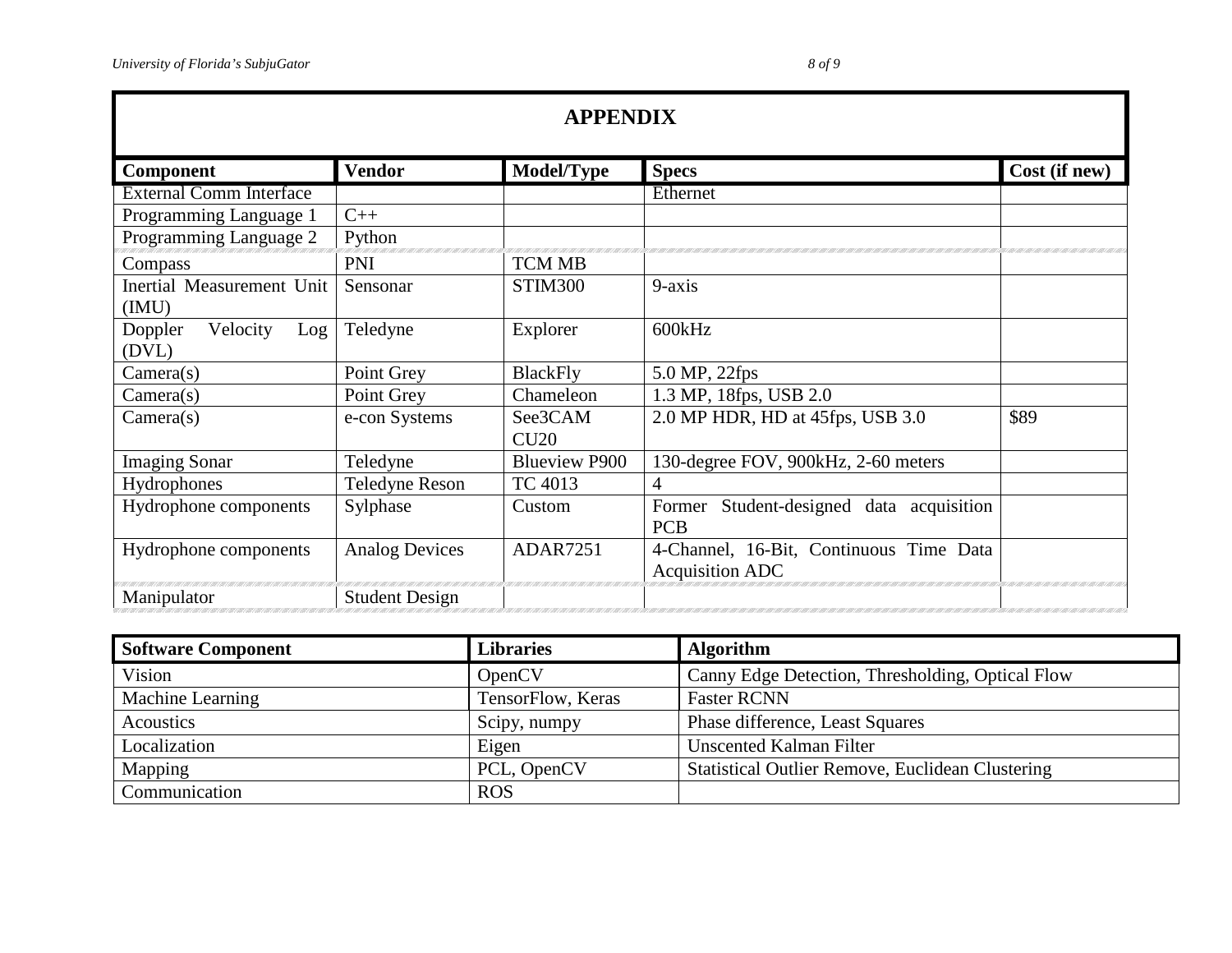## APPENDIX

| Component | Vendor | Model/Type | Specs | Cost (if new) |
|---|---|---|---|---|
| External Comm Interface | | | Ethernet | |
| Programming Language 1 | C++ | | | |
| Programming Language 2 | Python | | | |
| Compass | PNI | TCM MB | | |
| Inertial Measurement Unit (IMU) | Sensonar | STIM300 | 9-axis | |
| Doppler Velocity Log (DVL) | Teledyne | Explorer | 600kHz | |
| Camera(s) | Point Grey | BlackFly | 5.0 MP, 22fps | |
| Camera(s) | Point Grey | Chameleon | 1.3 MP, 18fps, USB 2.0 | |
| Camera(s) | e-con Systems | See3CAM CU20 | 2.0 MP HDR, HD at 45fps, USB 3.0 | $89 |
| Imaging Sonar | Teledyne | Blueview P900 | 130-degree FOV, 900kHz, 2-60 meters | |
| Hydrophones | Teledyne Reson | TC 4013 | 4 | |
| Hydrophone components | Sylphase | Custom | Former Student-designed data acquisition PCB | |
| Hydrophone components | Analog Devices | ADAR7251 | 4-Channel, 16-Bit, Continuous Time Data Acquisition ADC | |
| Manipulator | Student Design | | | |

| Software Component | Libraries | Algorithm |
|---|---|---|
| Vision | OpenCV | Canny Edge Detection, Thresholding, Optical Flow |
| Machine Learning | TensorFlow, Keras | Faster RCNN |
| Acoustics | Scipy, numpy | Phase difference, Least Squares |
| Localization | Eigen | Unscented Kalman Filter |
| Mapping | PCL, OpenCV | Statistical Outlier Remove, Euclidean Clustering |
| Communication | ROS | |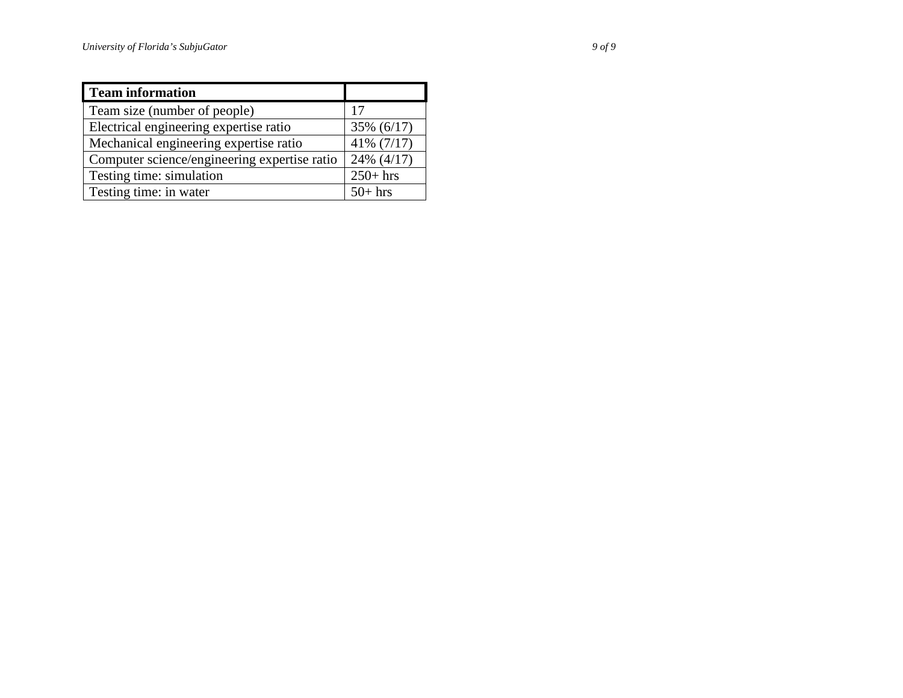| **Team information** | |
|---|---|
| Team size (number of people) | 17 |
| Electrical engineering expertise ratio | 35% (6/17) |
| Mechanical engineering expertise ratio | 41% (7/17) |
| Computer science/engineering expertise ratio | 24% (4/17) |
| Testing time: simulation | 250+ hrs |
| Testing time: in water | 50+ hrs |